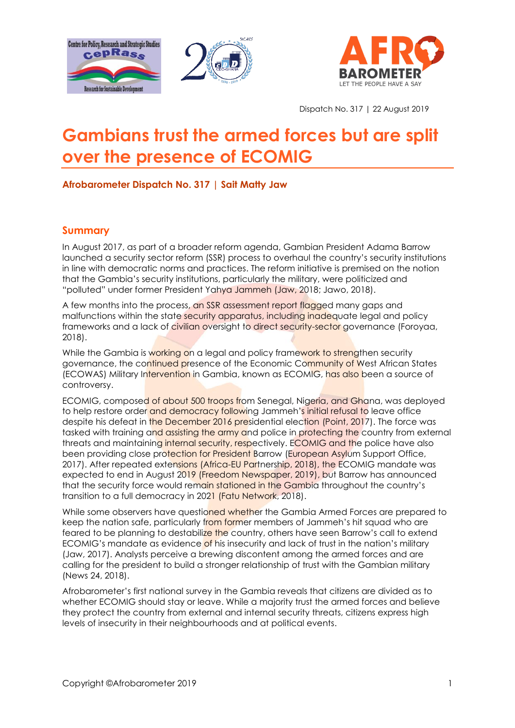Dispatch No. 317 | 22 August 2019

# Gambians trust the armed forces but are split over the presence of ECOMIG

**Afrobarometer Dispatch No. 317 | Sait Matty Jaw**

## Summary

In August 2017, as part of a broader reform agenda, Gambian President Adama Barrow launched a security sector reform (SSR) process to overhaul the country's security institutions in line with democratic norms and practices. The reform initiative is premised on the notion that the Gambia's security institutions, particularly the military, were politicized and "polluted" under former President Yahya Jammeh (Jaw, 2018; Jawo, 2018).

A few months into the process, an SSR assessment report flagged many gaps and malfunctions within the state security apparatus, including inadequate legal and policy frameworks and a lack of civilian oversight to direct security-sector governance (Foroyaa, 2018).

While the Gambia is working on a legal and policy framework to strengthen security governance, the continued presence of the Economic Community of West African States (ECOWAS) Military Intervention in Gambia, known as ECOMIG, has also been a source of controversy.

ECOMIG, composed of about 500 troops from Senegal, Nigeria, and Ghana, was deployed to help restore order and democracy following Jammeh's initial refusal to leave office despite his defeat in the December 2016 presidential election (Point, 2017). The force was tasked with training and assisting the army and police in protecting the country from external threats and maintaining internal security, respectively. ECOMIG and the police have also been providing close protection for President Barrow (European Asylum Support Office, 2017). After repeated extensions (Africa-EU Partnership, 2018), the ECOMIG mandate was expected to end in August 2019 (Freedom Newspaper, 2019), but Barrow has announced that the security force would remain stationed in the Gambia throughout the country's transition to a full democracy in 2021 (Fatu Network, 2018).

While some observers have questioned whether the Gambia Armed Forces are prepared to keep the nation safe, particularly from former members of Jammeh's hit squad who are feared to be planning to destabilize the country, others have seen Barrow's call to extend ECOMIG's mandate as evidence of his insecurity and lack of trust in the nation's military (Jaw, 2017). Analysts perceive a brewing discontent among the armed forces and are calling for the president to build a stronger relationship of trust with the Gambian military (News 24, 2018).

Afrobarometer's first national survey in the Gambia reveals that citizens are divided as to whether ECOMIG should stay or leave. While a majority trust the armed forces and believe they protect the country from external and internal security threats, citizens express high levels of insecurity in their neighbourhoods and at political events.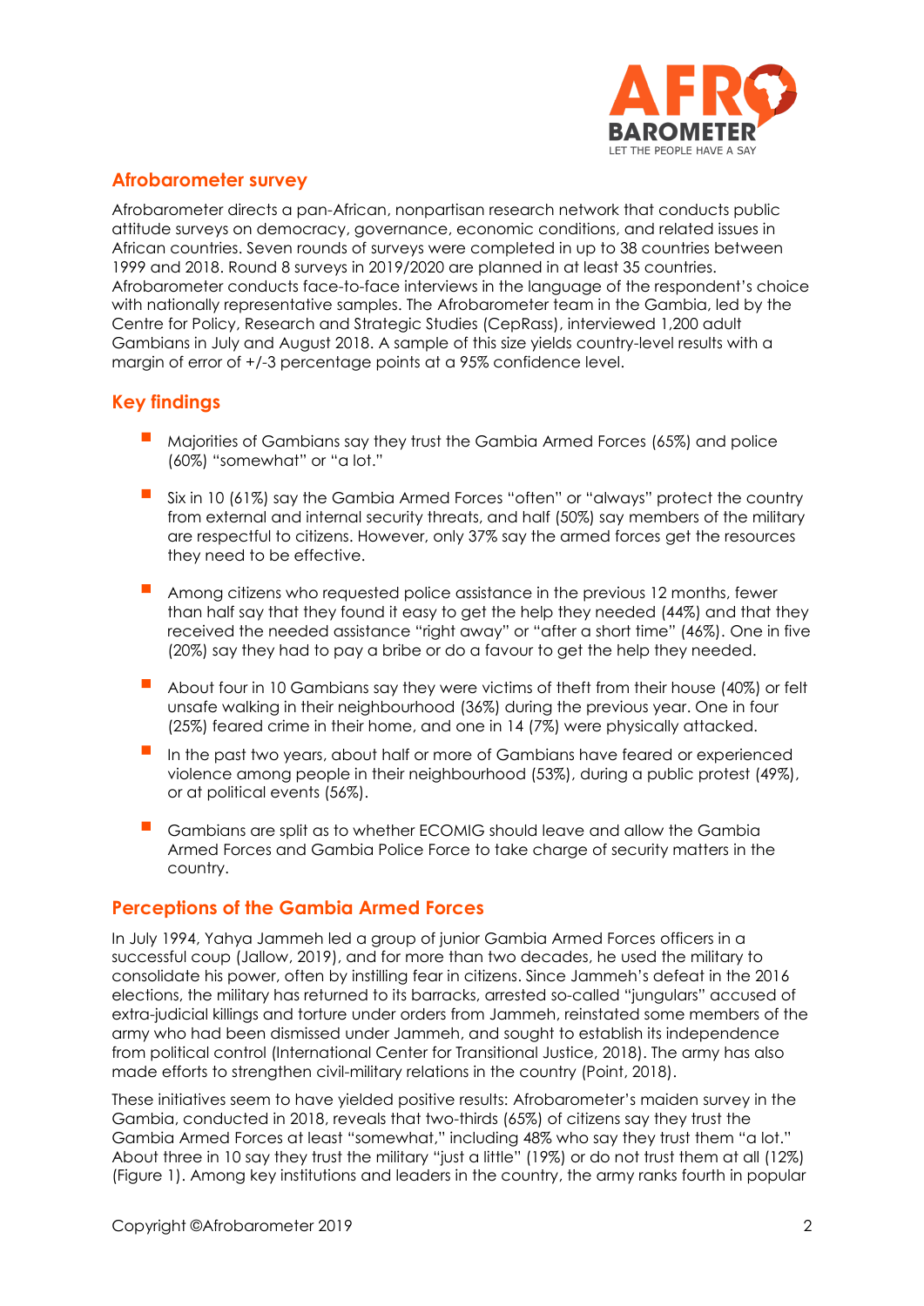## Afrobarometer survey

Afrobarometer directs a pan-African, nonpartisan research network that conducts public attitude surveys on democracy, governance, economic conditions, and related issues in African countries. Seven rounds of surveys were completed in up to 38 countries between 1999 and 2018. Round 8 surveys in 2019/2020 are planned in at least 35 countries. Afrobarometer conducts face-to-face interviews in the language of the respondent's choice with nationally representative samples. The Afrobarometer team in the Gambia, led by the Centre for Policy, Research and Strategic Studies (CepRass), interviewed 1,200 adult Gambians in July and August 2018. A sample of this size yields country-level results with a margin of error of +/-3 percentage points at a 95% confidence level.

## Key findings

- Majorities of Gambians say they trust the Gambia Armed Forces (65%) and police (60%) "somewhat" or "a lot."
- Six in 10 (61%) say the Gambia Armed Forces "often" or "always" protect the country from external and internal security threats, and half (50%) say members of the military are respectful to citizens. However, only 37% say the armed forces get the resources they need to be effective.
- Among citizens who requested police assistance in the previous 12 months, fewer than half say that they found it easy to get the help they needed (44%) and that they received the needed assistance "right away" or "after a short time" (46%). One in five (20%) say they had to pay a bribe or do a favour to get the help they needed.
- About four in 10 Gambians say they were victims of theft from their house (40%) or felt unsafe walking in their neighbourhood (36%) during the previous year. One in four (25%) feared crime in their home, and one in 14 (7%) were physically attacked.
- In the past two years, about half or more of Gambians have feared or experienced violence among people in their neighbourhood (53%), during a public protest (49%), or at political events (56%).
- Gambians are split as to whether ECOMIG should leave and allow the Gambia Armed Forces and Gambia Police Force to take charge of security matters in the country.

## Perceptions of the Gambia Armed Forces

In July 1994, Yahya Jammeh led a group of junior Gambia Armed Forces officers in a successful coup (Jallow, 2019), and for more than two decades, he used the military to consolidate his power, often by instilling fear in citizens. Since Jammeh's defeat in the 2016 elections, the military has returned to its barracks, arrested so-called "jungulars" accused of extra-judicial killings and torture under orders from Jammeh, reinstated some members of the army who had been dismissed under Jammeh, and sought to establish its independence from political control (International Center for Transitional Justice, 2018). The army has also made efforts to strengthen civil-military relations in the country (Point, 2018).

These initiatives seem to have yielded positive results: Afrobarometer's maiden survey in the Gambia, conducted in 2018, reveals that two-thirds (65%) of citizens say they trust the Gambia Armed Forces at least "somewhat," including 48% who say they trust them "a lot." About three in 10 say they trust the military "just a little" (19%) or do not trust them at all (12%) (Figure 1). Among key institutions and leaders in the country, the army ranks fourth in popular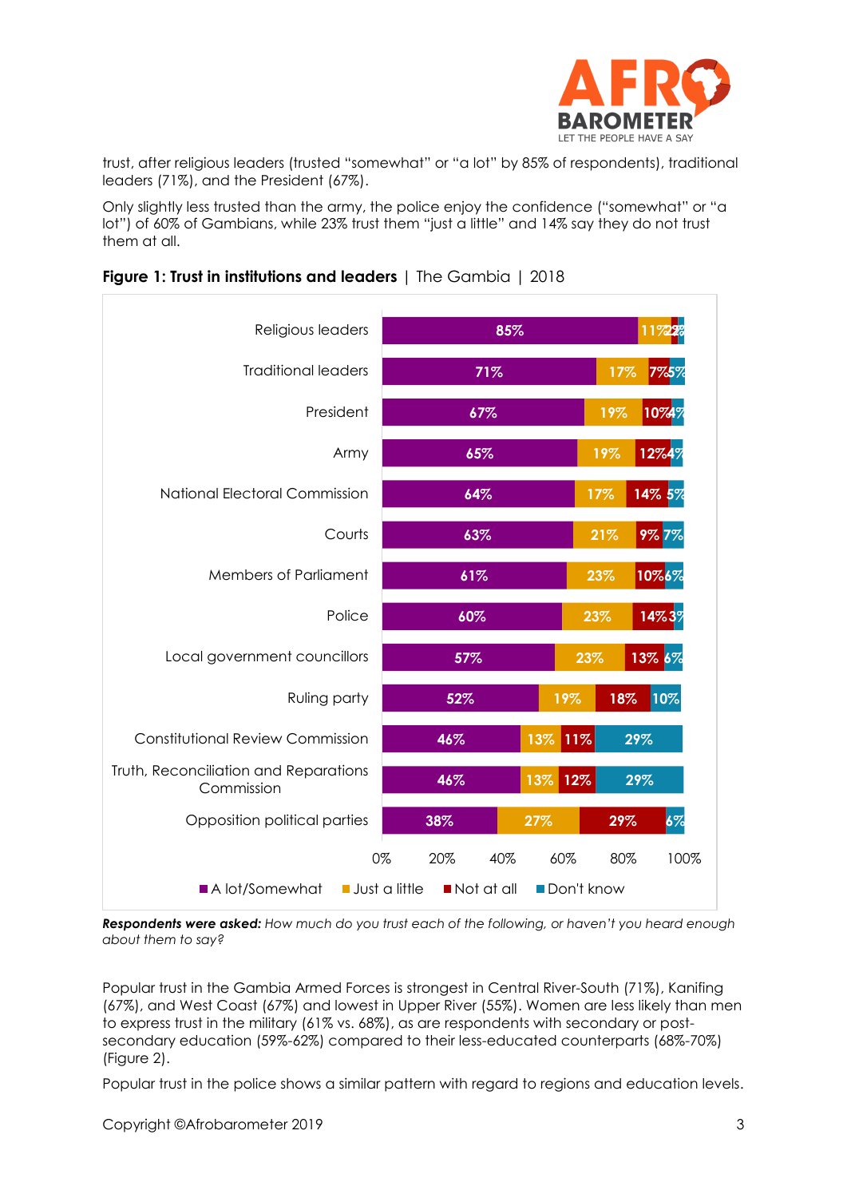trust, after religious leaders (trusted "somewhat" or "a lot" by 85% of respondents), traditional leaders (71%), and the President (67%).

Only slightly less trusted than the army, the police enjoy the confidence ("somewhat" or "a lot") of 60% of Gambians, while 23% trust them "just a little" and 14% say they do not trust them at all.

**Figure 1: Trust in institutions and leaders** | The Gambia | 2018

| | A lot/Somewhat | Just a little | Not at all | Don't know |
|---|---|---|---|---|
| Religious leaders | 85% | 11% | 2% | 2% |
| Traditional leaders | 71% | 17% | 7% | 5% |
| President | 67% | 19% | 10% | 4% |
| Army | 65% | 19% | 12% | 4% |
| National Electoral Commission | 64% | 17% | 14% | 5% |
| Courts | 63% | 21% | 9% | 7% |
| Members of Parliament | 61% | 23% | 10% | 6% |
| Police | 60% | 23% | 14% | 3% |
| Local government councillors | 57% | 23% | 13% | 6% |
| Ruling party | 52% | 19% | 18% | 10% |
| Constitutional Review Commission | 46% | 13% | 11% | 29% |
| Truth, Reconciliation and Reparations Commission | 46% | 13% | 12% | 29% |
| Opposition political parties | 38% | 27% | 29% | 6% |

***Respondents were asked:*** *How much do you trust each of the following, or haven't you heard enough about them to say?*

Popular trust in the Gambia Armed Forces is strongest in Central River-South (71%), Kanifing (67%), and West Coast (67%) and lowest in Upper River (55%). Women are less likely than men to express trust in the military (61% vs. 68%), as are respondents with secondary or post-secondary education (59%-62%) compared to their less-educated counterparts (68%-70%) (Figure 2).

Popular trust in the police shows a similar pattern with regard to regions and education levels.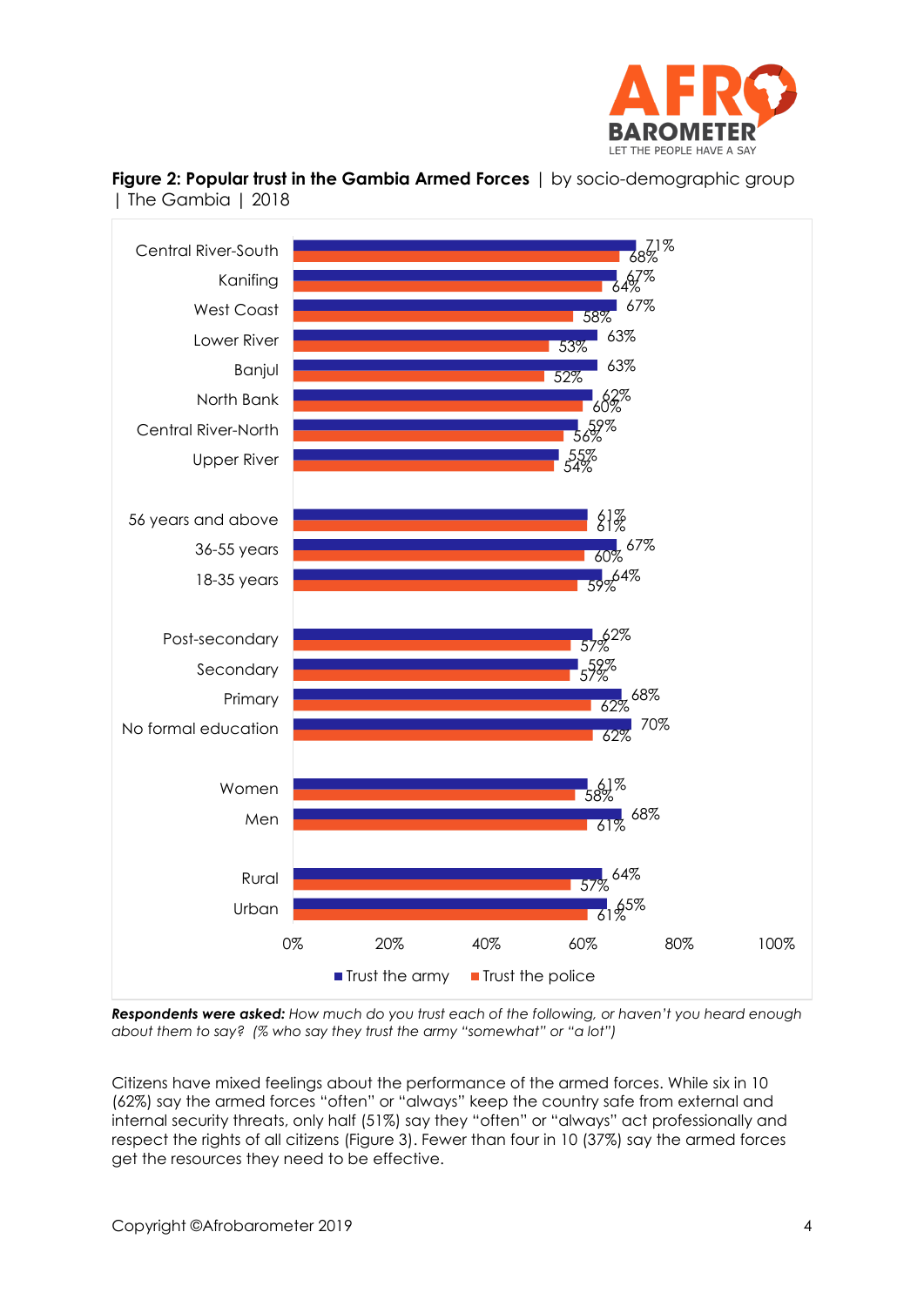**Figure 2: Popular trust in the Gambia Armed Forces** | by socio-demographic group | The Gambia | 2018

| | Trust the army | Trust the police |
|---|---|---|
| Central River-South | 71% | 68% |
| Kanifing | 67% | 64% |
| West Coast | 67% | 58% |
| Lower River | 63% | 53% |
| Banjul | 63% | 52% |
| North Bank | 62% | 60% |
| Central River-North | 59% | 56% |
| Upper River | 55% | 54% |
| 56 years and above | 61% | 61% |
| 36-55 years | 67% | 60% |
| 18-35 years | 64% | 59% |
| Post-secondary | 62% | 57% |
| Secondary | 59% | 57% |
| Primary | 68% | 62% |
| No formal education | 70% | 62% |
| Women | 61% | 58% |
| Men | 68% | 61% |
| Rural | 64% | 57% |
| Urban | 65% | 61% |

***Respondents were asked:*** *How much do you trust each of the following, or haven't you heard enough about them to say? (% who say they trust the army "somewhat" or "a lot")*

Citizens have mixed feelings about the performance of the armed forces. While six in 10 (62%) say the armed forces "often" or "always" keep the country safe from external and internal security threats, only half (51%) say they "often" or "always" act professionally and respect the rights of all citizens (Figure 3). Fewer than four in 10 (37%) say the armed forces get the resources they need to be effective.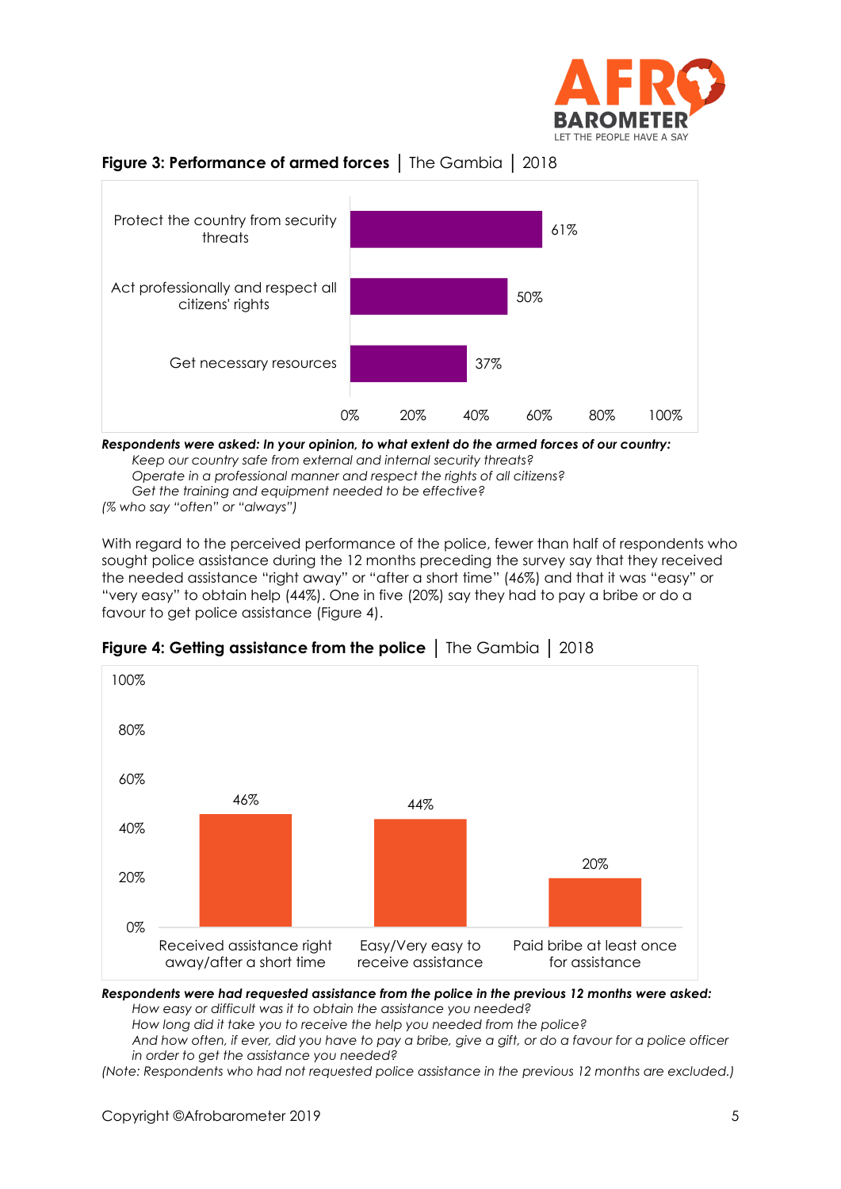**Figure 3: Performance of armed forces** | The Gambia | 2018

| | % |
|---|---|
| Protect the country from security threats | 61% |
| Act professionally and respect all citizens' rights | 50% |
| Get necessary resources | 37% |

***Respondents were asked: In your opinion, to what extent do the armed forces of our country:***
*Keep our country safe from external and internal security threats?*
*Operate in a professional manner and respect the rights of all citizens?*
*Get the training and equipment needed to be effective?*
*(% who say "often" or "always")*

With regard to the perceived performance of the police, fewer than half of respondents who sought police assistance during the 12 months preceding the survey say that they received the needed assistance "right away" or "after a short time" (46%) and that it was "easy" or "very easy" to obtain help (44%). One in five (20%) say they had to pay a bribe or do a favour to get police assistance (Figure 4).

**Figure 4: Getting assistance from the police** | The Gambia | 2018

| | % |
|---|---|
| Received assistance right away/after a short time | 46% |
| Easy/Very easy to receive assistance | 44% |
| Paid bribe at least once for assistance | 20% |

***Respondents were had requested assistance from the police in the previous 12 months were asked:***
*How easy or difficult was it to obtain the assistance you needed?*
*How long did it take you to receive the help you needed from the police?*
*And how often, if ever, did you have to pay a bribe, give a gift, or do a favour for a police officer in order to get the assistance you needed?*
*(Note: Respondents who had not requested police assistance in the previous 12 months are excluded.)*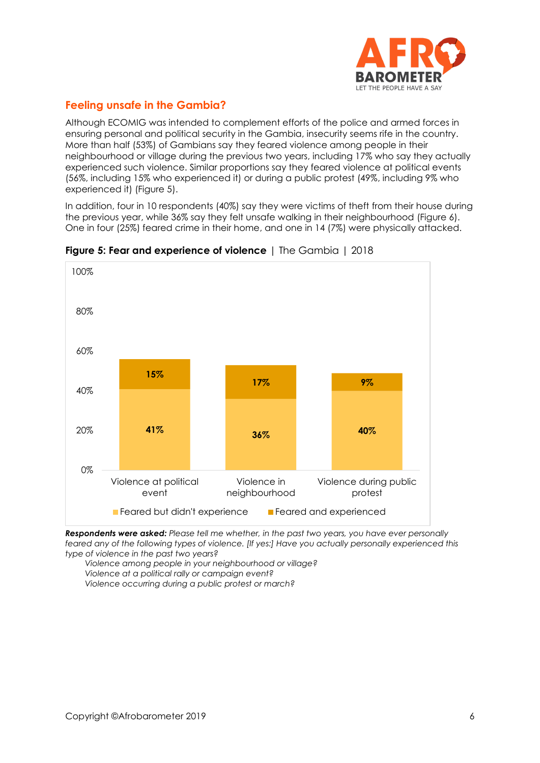## Feeling unsafe in the Gambia?

Although ECOMIG was intended to complement efforts of the police and armed forces in ensuring personal and political security in the Gambia, insecurity seems rife in the country. More than half (53%) of Gambians say they feared violence among people in their neighbourhood or village during the previous two years, including 17% who say they actually experienced such violence. Similar proportions say they feared violence at political events (56%, including 15% who experienced it) or during a public protest (49%, including 9% who experienced it) (Figure 5).

In addition, four in 10 respondents (40%) say they were victims of theft from their house during the previous year, while 36% say they felt unsafe walking in their neighbourhood (Figure 6). One in four (25%) feared crime in their home, and one in 14 (7%) were physically attacked.

**Figure 5: Fear and experience of violence** | The Gambia | 2018

| | Feared but didn't experience | Feared and experienced |
|---|---|---|
| Violence at political event | 41% | 15% |
| Violence in neighbourhood | 36% | 17% |
| Violence during public protest | 40% | 9% |

***Respondents were asked:*** *Please tell me whether, in the past two years, you have ever personally feared any of the following types of violence. [If yes:] Have you actually personally experienced this type of violence in the past two years?*

*Violence among people in your neighbourhood or village?*
*Violence at a political rally or campaign event?*
*Violence occurring during a public protest or march?*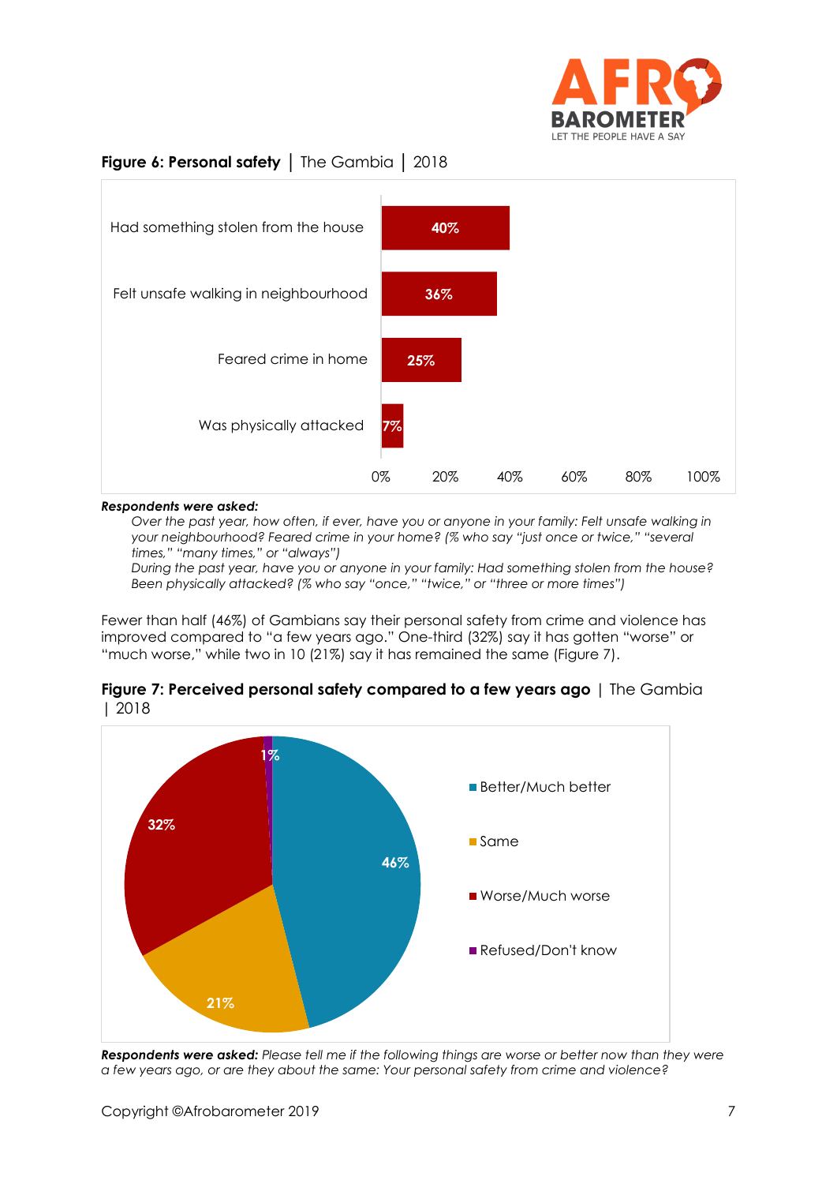**Figure 6: Personal safety** | The Gambia | 2018

| | |
|---|---|
| Had something stolen from the house | 40% |
| Felt unsafe walking in neighbourhood | 36% |
| Feared crime in home | 25% |
| Was physically attacked | 7% |

***Respondents were asked:***

*Over the past year, how often, if ever, have you or anyone in your family: Felt unsafe walking in your neighbourhood? Feared crime in your home? (% who say "just once or twice," "several times," "many times," or "always")*

*During the past year, have you or anyone in your family: Had something stolen from the house? Been physically attacked? (% who say "once," "twice," or "three or more times")*

Fewer than half (46%) of Gambians say their personal safety from crime and violence has improved compared to "a few years ago." One-third (32%) say it has gotten "worse" or "much worse," while two in 10 (21%) say it has remained the same (Figure 7).

**Figure 7: Perceived personal safety compared to a few years ago** | The Gambia | 2018

| | |
|---|---|
| Better/Much better | 46% |
| Same | 21% |
| Worse/Much worse | 32% |
| Refused/Don't know | 1% |

***Respondents were asked:*** *Please tell me if the following things are worse or better now than they were a few years ago, or are they about the same: Your personal safety from crime and violence?*

Copyright ©Afrobarometer 2019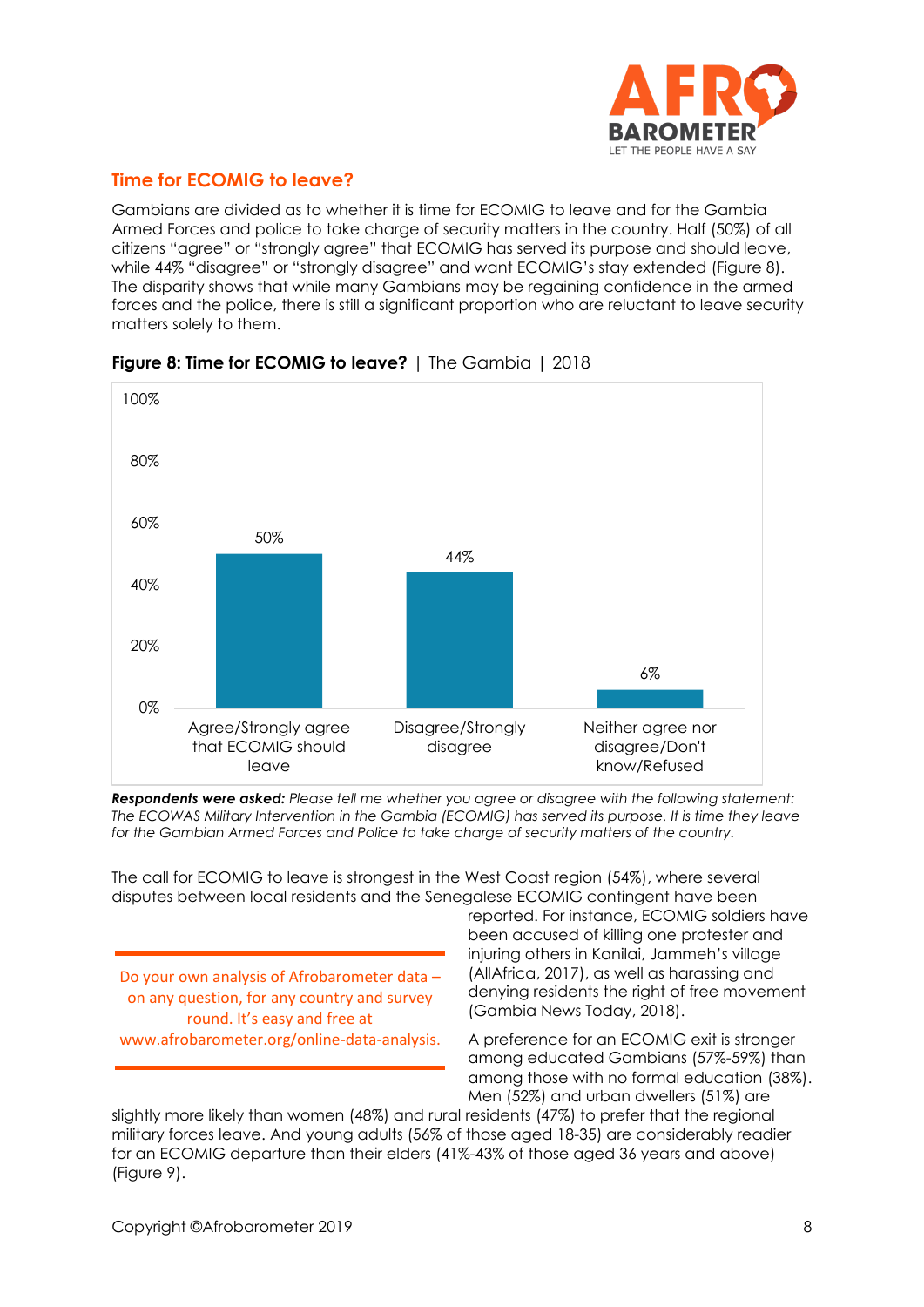## Time for ECOMIG to leave?

Gambians are divided as to whether it is time for ECOMIG to leave and for the Gambia Armed Forces and police to take charge of security matters in the country. Half (50%) of all citizens "agree" or "strongly agree" that ECOMIG has served its purpose and should leave, while 44% "disagree" or "strongly disagree" and want ECOMIG's stay extended (Figure 8). The disparity shows that while many Gambians may be regaining confidence in the armed forces and the police, there is still a significant proportion who are reluctant to leave security matters solely to them.

**Figure 8: Time for ECOMIG to leave?** | The Gambia | 2018

| Response | % |
|---|---|
| Agree/Strongly agree that ECOMIG should leave | 50% |
| Disagree/Strongly disagree | 44% |
| Neither agree nor disagree/Don't know/Refused | 6% |

***Respondents were asked:*** *Please tell me whether you agree or disagree with the following statement: The ECOWAS Military Intervention in the Gambia (ECOMIG) has served its purpose. It is time they leave for the Gambian Armed Forces and Police to take charge of security matters of the country.*

The call for ECOMIG to leave is strongest in the West Coast region (54%), where several disputes between local residents and the Senegalese ECOMIG contingent have been reported. For instance, ECOMIG soldiers have been accused of killing one protester and injuring others in Kanilai, Jammeh's village (AllAfrica, 2017), as well as harassing and denying residents the right of free movement (Gambia News Today, 2018).

A preference for an ECOMIG exit is stronger among educated Gambians (57%-59%) than among those with no formal education (38%). Men (52%) and urban dwellers (51%) are slightly more likely than women (48%) and rural residents (47%) to prefer that the regional military forces leave. And young adults (56% of those aged 18-35) are considerably readier for an ECOMIG departure than their elders (41%-43% of those aged 36 years and above) (Figure 9).

Do your own analysis of Afrobarometer data – on any question, for any country and survey round. It's easy and free at www.afrobarometer.org/online-data-analysis.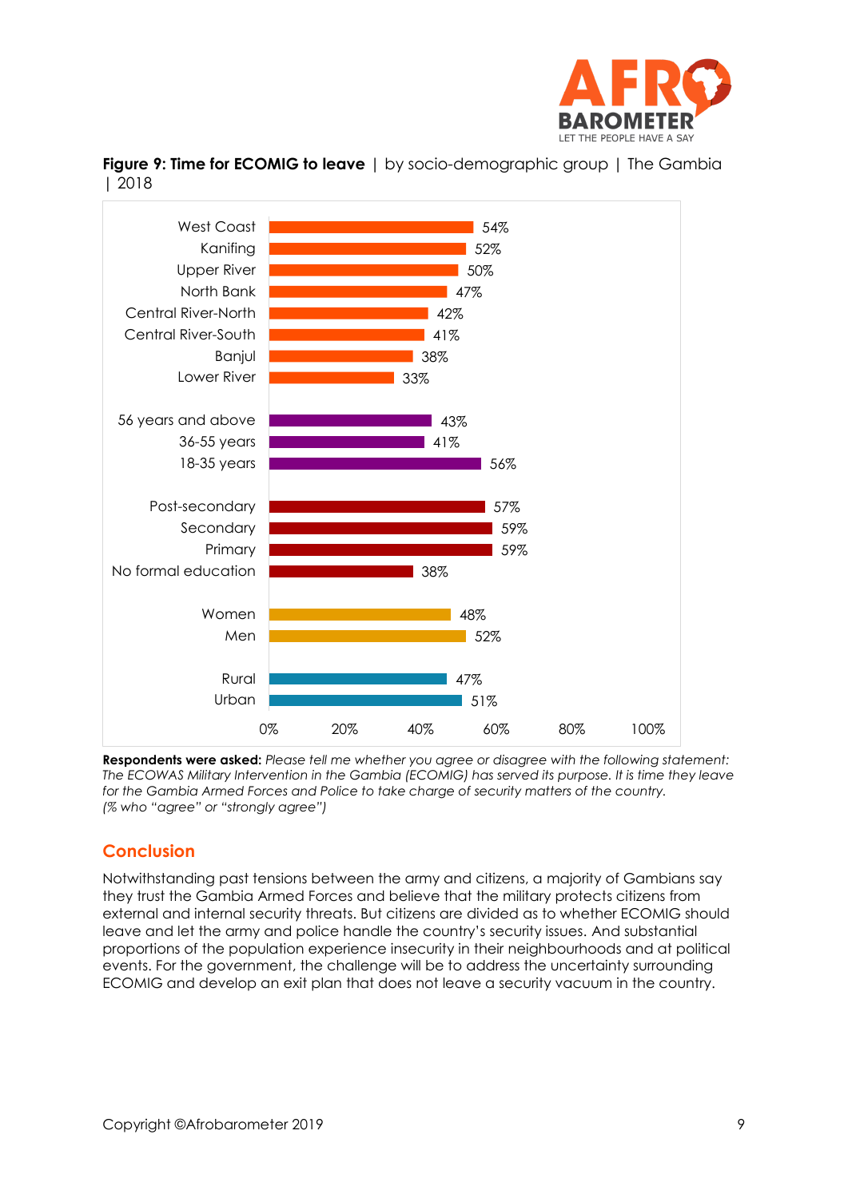**Figure 9: Time for ECOMIG to leave** | by socio-demographic group | The Gambia | 2018

| Group | % |
|---|---|
| West Coast | 54% |
| Kanifing | 52% |
| Upper River | 50% |
| North Bank | 47% |
| Central River-North | 42% |
| Central River-South | 41% |
| Banjul | 38% |
| Lower River | 33% |
| 56 years and above | 43% |
| 36-55 years | 41% |
| 18-35 years | 56% |
| Post-secondary | 57% |
| Secondary | 59% |
| Primary | 59% |
| No formal education | 38% |
| Women | 48% |
| Men | 52% |
| Rural | 47% |
| Urban | 51% |

**Respondents were asked:** *Please tell me whether you agree or disagree with the following statement: The ECOWAS Military Intervention in the Gambia (ECOMIG) has served its purpose. It is time they leave for the Gambia Armed Forces and Police to take charge of security matters of the country. (% who "agree" or "strongly agree")*

## Conclusion

Notwithstanding past tensions between the army and citizens, a majority of Gambians say they trust the Gambia Armed Forces and believe that the military protects citizens from external and internal security threats. But citizens are divided as to whether ECOMIG should leave and let the army and police handle the country's security issues. And substantial proportions of the population experience insecurity in their neighbourhoods and at political events. For the government, the challenge will be to address the uncertainty surrounding ECOMIG and develop an exit plan that does not leave a security vacuum in the country.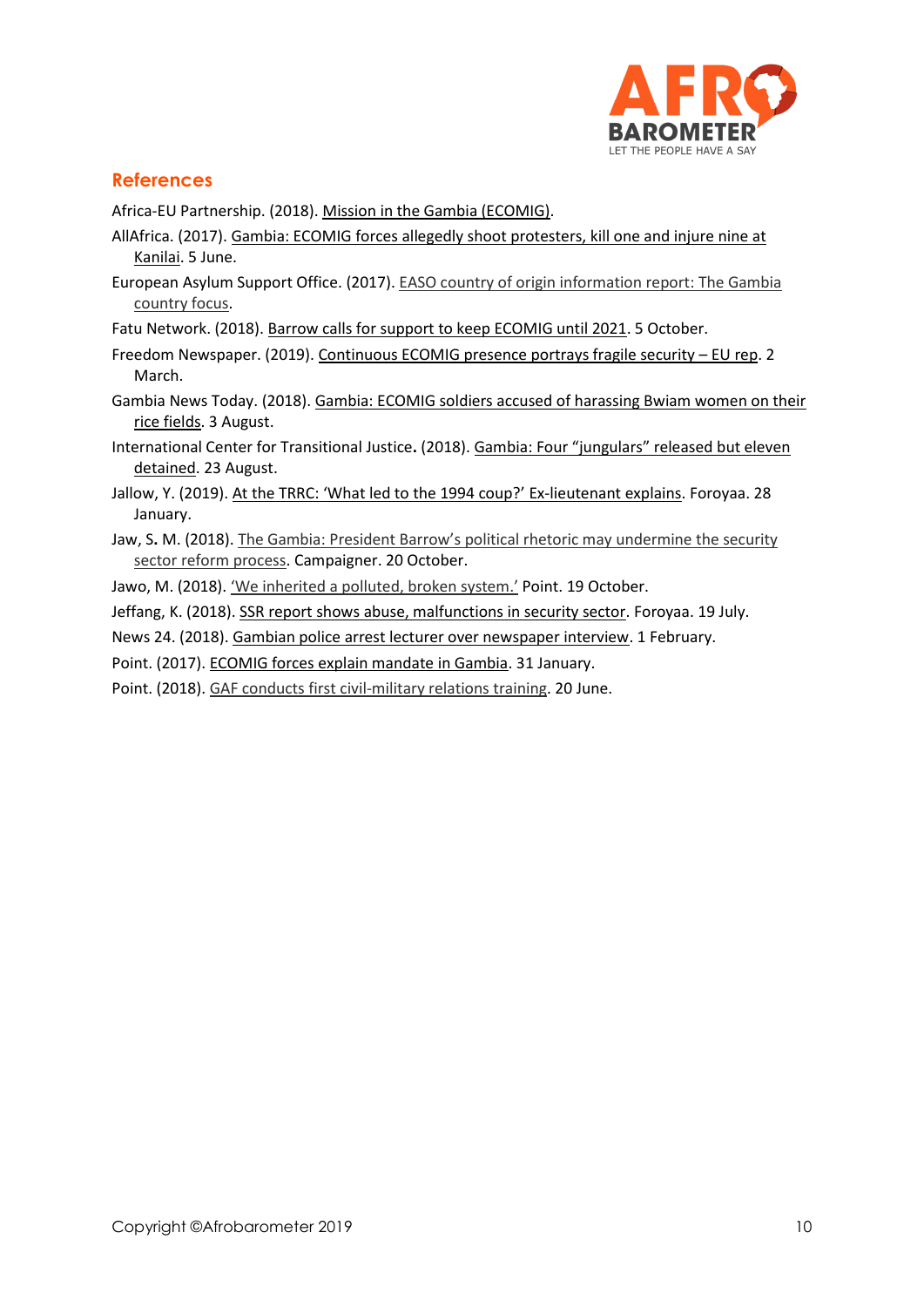## References

Africa-EU Partnership. (2018). Mission in the Gambia (ECOMIG).

AllAfrica. (2017). Gambia: ECOMIG forces allegedly shoot protesters, kill one and injure nine at Kanilai. 5 June.

European Asylum Support Office. (2017). EASO country of origin information report: The Gambia country focus.

Fatu Network. (2018). Barrow calls for support to keep ECOMIG until 2021. 5 October.

Freedom Newspaper. (2019). Continuous ECOMIG presence portrays fragile security – EU rep. 2 March.

Gambia News Today. (2018). Gambia: ECOMIG soldiers accused of harassing Bwiam women on their rice fields. 3 August.

International Center for Transitional Justice. (2018). Gambia: Four "jungulars" released but eleven detained. 23 August.

Jallow, Y. (2019). At the TRRC: 'What led to the 1994 coup?' Ex-lieutenant explains. Foroyaa. 28 January.

Jaw, S. M. (2018). The Gambia: President Barrow's political rhetoric may undermine the security sector reform process. Campaigner. 20 October.

Jawo, M. (2018). 'We inherited a polluted, broken system.' Point. 19 October.

Jeffang, K. (2018). SSR report shows abuse, malfunctions in security sector. Foroyaa. 19 July.

News 24. (2018). Gambian police arrest lecturer over newspaper interview. 1 February.

Point. (2017). ECOMIG forces explain mandate in Gambia. 31 January.

Point. (2018). GAF conducts first civil-military relations training. 20 June.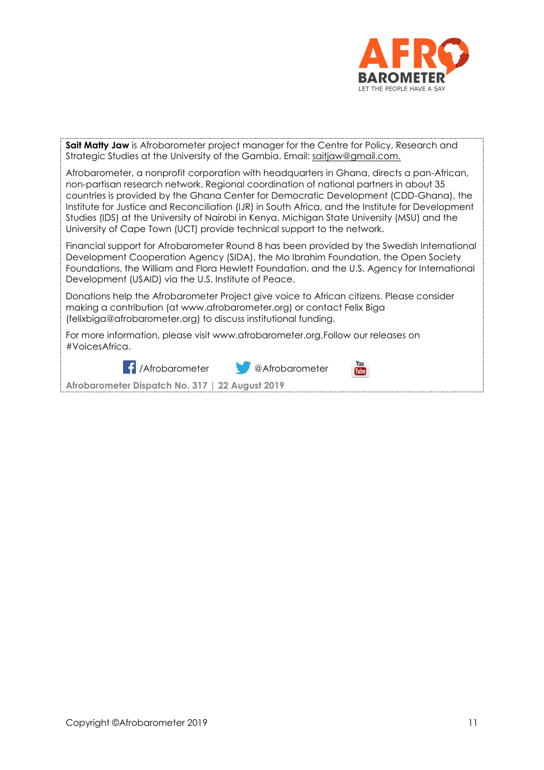**Sait Matty Jaw** is Afrobarometer project manager for the Centre for Policy, Research and Strategic Studies at the University of the Gambia. Email: saitjaw@gmail.com.

Afrobarometer, a nonprofit corporation with headquarters in Ghana, directs a pan-African, non-partisan research network. Regional coordination of national partners in about 35 countries is provided by the Ghana Center for Democratic Development (CDD-Ghana), the Institute for Justice and Reconciliation (IJR) in South Africa, and the Institute for Development Studies (IDS) at the University of Nairobi in Kenya. Michigan State University (MSU) and the University of Cape Town (UCT) provide technical support to the network.

Financial support for Afrobarometer Round 8 has been provided by the Swedish International Development Cooperation Agency (SIDA), the Mo Ibrahim Foundation, the Open Society Foundations, the William and Flora Hewlett Foundation, and the U.S. Agency for International Development (USAID) via the U.S. Institute of Peace.

Donations help the Afrobarometer Project give voice to African citizens. Please consider making a contribution (at www.afrobarometer.org) or contact Felix Biga (felixbiga@afrobarometer.org) to discuss institutional funding.

For more information, please visit www.afrobarometer.org.Follow our releases on #VoicesAfrica.

/Afrobarometer @Afrobarometer

**Afrobarometer Dispatch No. 317 | 22 August 2019**

Copyright ©Afrobarometer 2019